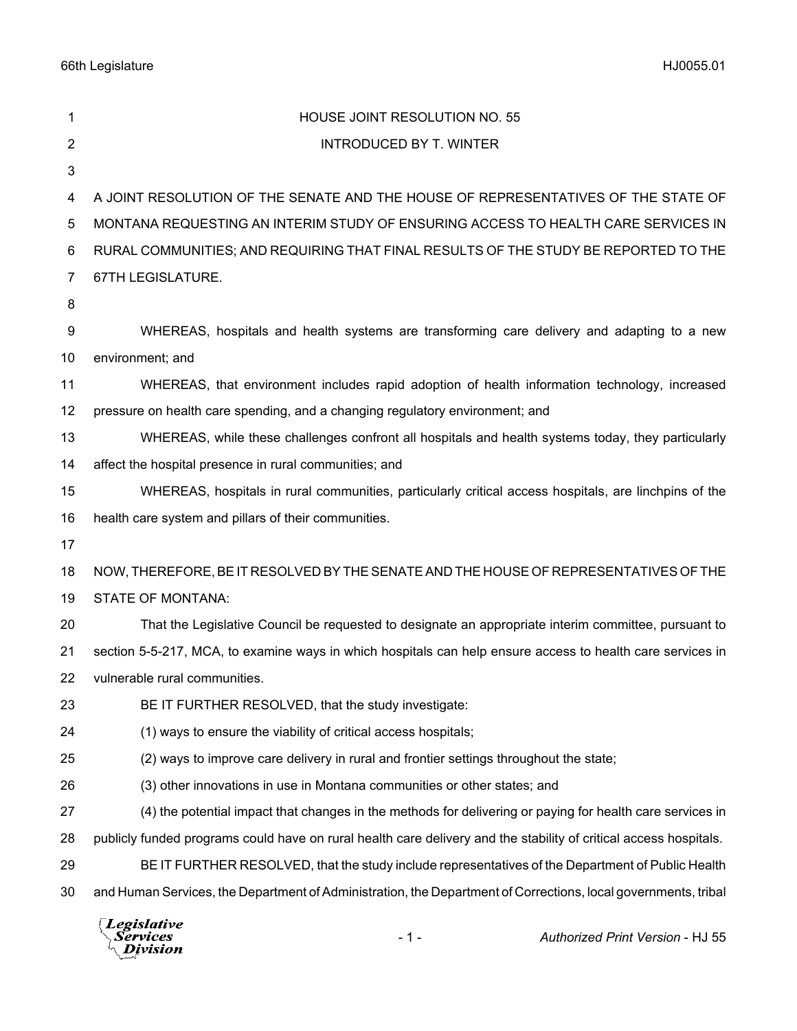# HOUSE JOINT RESOLUTION NO. 55

INTRODUCED BY T. WINTER

A JOINT RESOLUTION OF THE SENATE AND THE HOUSE OF REPRESENTATIVES OF THE STATE OF MONTANA REQUESTING AN INTERIM STUDY OF ENSURING ACCESS TO HEALTH CARE SERVICES IN RURAL COMMUNITIES; AND REQUIRING THAT FINAL RESULTS OF THE STUDY BE REPORTED TO THE 67TH LEGISLATURE.

WHEREAS, hospitals and health systems are transforming care delivery and adapting to a new environment; and

WHEREAS, that environment includes rapid adoption of health information technology, increased pressure on health care spending, and a changing regulatory environment; and

WHEREAS, while these challenges confront all hospitals and health systems today, they particularly affect the hospital presence in rural communities; and

WHEREAS, hospitals in rural communities, particularly critical access hospitals, are linchpins of the health care system and pillars of their communities.

NOW, THEREFORE, BE IT RESOLVED BY THE SENATE AND THE HOUSE OF REPRESENTATIVES OF THE STATE OF MONTANA:

That the Legislative Council be requested to designate an appropriate interim committee, pursuant to section 5-5-217, MCA, to examine ways in which hospitals can help ensure access to health care services in vulnerable rural communities.

BE IT FURTHER RESOLVED, that the study investigate:

(1) ways to ensure the viability of critical access hospitals;

(2) ways to improve care delivery in rural and frontier settings throughout the state;

(3) other innovations in use in Montana communities or other states; and

(4) the potential impact that changes in the methods for delivering or paying for health care services in publicly funded programs could have on rural health care delivery and the stability of critical access hospitals.

BE IT FURTHER RESOLVED, that the study include representatives of the Department of Public Health and Human Services, the Department of Administration, the Department of Corrections, local governments, tribal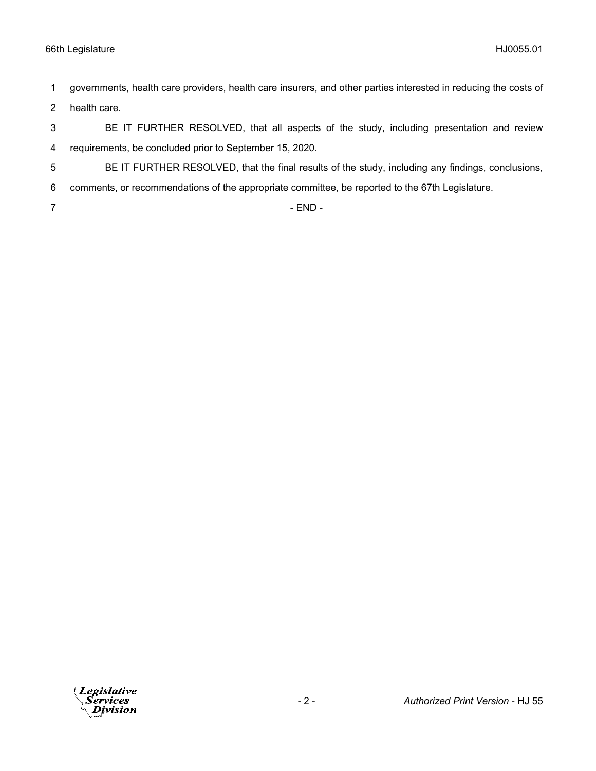governments, health care providers, health care insurers, and other parties interested in reducing the costs of health care.

BE IT FURTHER RESOLVED, that all aspects of the study, including presentation and review requirements, be concluded prior to September 15, 2020.

BE IT FURTHER RESOLVED, that the final results of the study, including any findings, conclusions, comments, or recommendations of the appropriate committee, be reported to the 67th Legislature.

\- END -